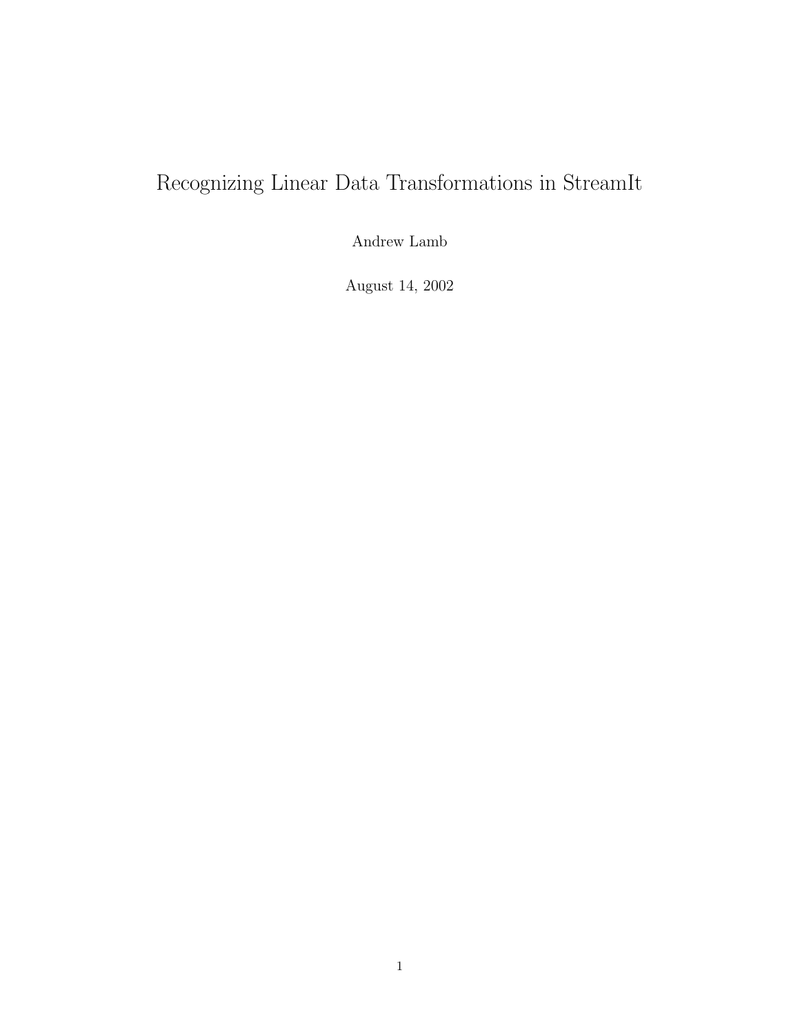# Recognizing Linear Data Transformations in StreamIt

Andrew Lamb

August 14, 2002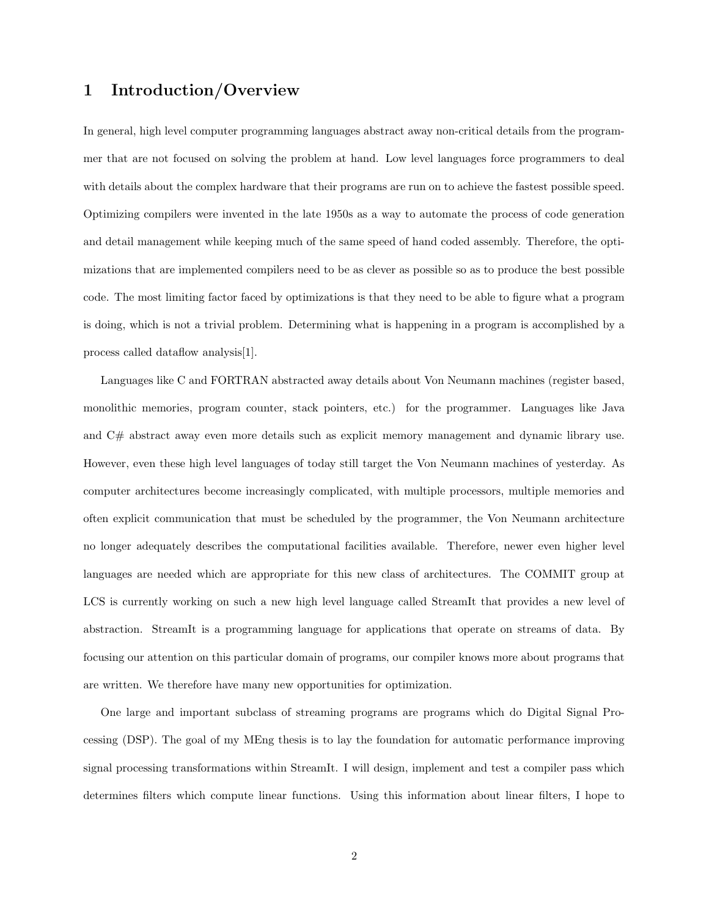# 1 Introduction/Overview

In general, high level computer programming languages abstract away non-critical details from the programmer that are not focused on solving the problem at hand. Low level languages force programmers to deal with details about the complex hardware that their programs are run on to achieve the fastest possible speed. Optimizing compilers were invented in the late 1950s as a way to automate the process of code generation and detail management while keeping much of the same speed of hand coded assembly. Therefore, the optimizations that are implemented compilers need to be as clever as possible so as to produce the best possible code. The most limiting factor faced by optimizations is that they need to be able to figure what a program is doing, which is not a trivial problem. Determining what is happening in a program is accomplished by a process called dataflow analysis[1].

Languages like C and FORTRAN abstracted away details about Von Neumann machines (register based, monolithic memories, program counter, stack pointers, etc.) for the programmer. Languages like Java and C# abstract away even more details such as explicit memory management and dynamic library use. However, even these high level languages of today still target the Von Neumann machines of yesterday. As computer architectures become increasingly complicated, with multiple processors, multiple memories and often explicit communication that must be scheduled by the programmer, the Von Neumann architecture no longer adequately describes the computational facilities available. Therefore, newer even higher level languages are needed which are appropriate for this new class of architectures. The COMMIT group at LCS is currently working on such a new high level language called StreamIt that provides a new level of abstraction. StreamIt is a programming language for applications that operate on streams of data. By focusing our attention on this particular domain of programs, our compiler knows more about programs that are written. We therefore have many new opportunities for optimization.

One large and important subclass of streaming programs are programs which do Digital Signal Processing (DSP). The goal of my MEng thesis is to lay the foundation for automatic performance improving signal processing transformations within StreamIt. I will design, implement and test a compiler pass which determines filters which compute linear functions. Using this information about linear filters, I hope to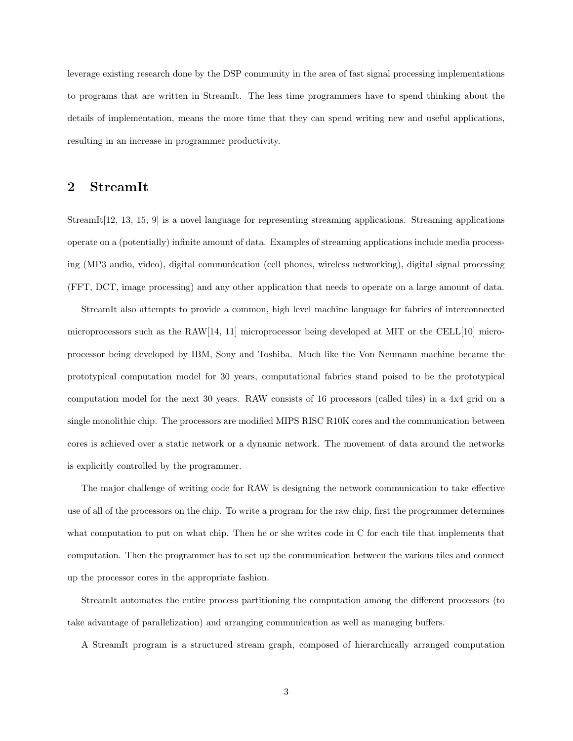leverage existing research done by the DSP community in the area of fast signal processing implementations to programs that are written in StreamIt. The less time programmers have to spend thinking about the details of implementation, means the more time that they can spend writing new and useful applications, resulting in an increase in programmer productivity.

## 2 StreamIt

StreamIt[12, 13, 15, 9] is a novel language for representing streaming applications. Streaming applications operate on a (potentially) infinite amount of data. Examples of streaming applications include media processing (MP3 audio, video), digital communication (cell phones, wireless networking), digital signal processing (FFT, DCT, image processing) and any other application that needs to operate on a large amount of data.

StreamIt also attempts to provide a common, high level machine language for fabrics of interconnected microprocessors such as the RAW[14, 11] microprocessor being developed at MIT or the CELL[10] microprocessor being developed by IBM, Sony and Toshiba. Much like the Von Neumann machine became the prototypical computation model for 30 years, computational fabrics stand poised to be the prototypical computation model for the next 30 years. RAW consists of 16 processors (called tiles) in a 4x4 grid on a single monolithic chip. The processors are modified MIPS RISC R10K cores and the communication between cores is achieved over a static network or a dynamic network. The movement of data around the networks is explicitly controlled by the programmer.

The major challenge of writing code for RAW is designing the network communication to take effective use of all of the processors on the chip. To write a program for the raw chip, first the programmer determines what computation to put on what chip. Then he or she writes code in C for each tile that implements that computation. Then the programmer has to set up the communication between the various tiles and connect up the processor cores in the appropriate fashion.

StreamIt automates the entire process partitioning the computation among the different processors (to take advantage of parallelization) and arranging communication as well as managing buffers.

A StreamIt program is a structured stream graph, composed of hierarchically arranged computation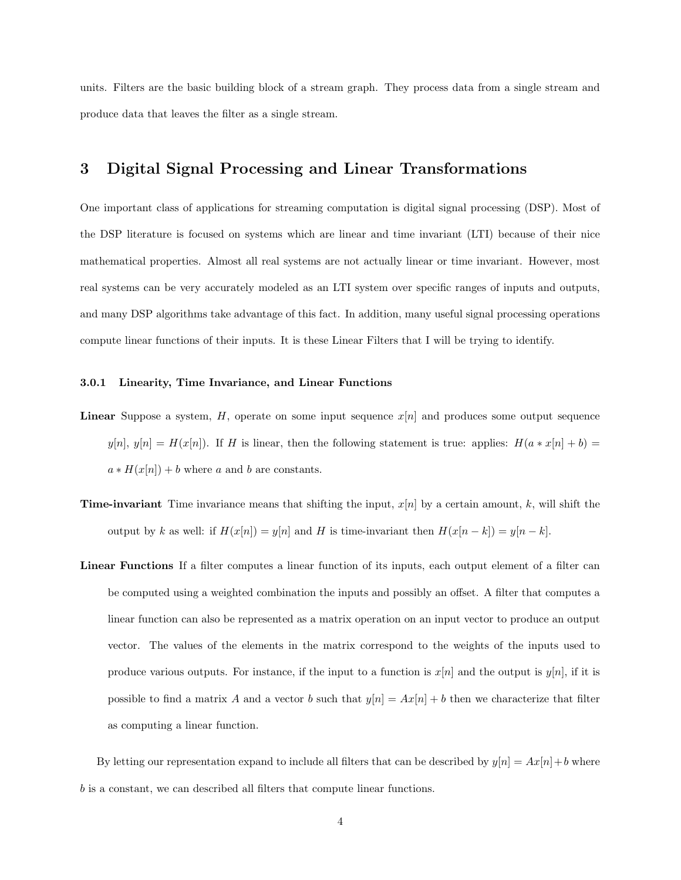units. Filters are the basic building block of a stream graph. They process data from a single stream and produce data that leaves the filter as a single stream.

# 3 Digital Signal Processing and Linear Transformations

One important class of applications for streaming computation is digital signal processing (DSP). Most of the DSP literature is focused on systems which are linear and time invariant (LTI) because of their nice mathematical properties. Almost all real systems are not actually linear or time invariant. However, most real systems can be very accurately modeled as an LTI system over specific ranges of inputs and outputs, and many DSP algorithms take advantage of this fact. In addition, many useful signal processing operations compute linear functions of their inputs. It is these Linear Filters that I will be trying to identify.

### 3.0.1 Linearity, Time Invariance, and Linear Functions

**Linear** Suppose a system, $H$, operate on some input sequence $x[n]$ and produces some output sequence $y[n]$, $y[n] = H(x[n])$. If $H$ is linear, then the following statement is true: applies: $H(a * x[n] + b) = a * H(x[n]) + b$ where $a$ and $b$ are constants.

**Time-invariant** Time invariance means that shifting the input, $x[n]$ by a certain amount, $k$, will shift the output by $k$ as well: if $H(x[n]) = y[n]$ and $H$ is time-invariant then $H(x[n-k]) = y[n-k]$.

**Linear Functions** If a filter computes a linear function of its inputs, each output element of a filter can be computed using a weighted combination the inputs and possibly an offset. A filter that computes a linear function can also be represented as a matrix operation on an input vector to produce an output vector. The values of the elements in the matrix correspond to the weights of the inputs used to produce various outputs. For instance, if the input to a function is $x[n]$ and the output is $y[n]$, if it is possible to find a matrix $A$ and a vector $b$ such that $y[n] = Ax[n] + b$ then we characterize that filter as computing a linear function.

By letting our representation expand to include all filters that can be described by $y[n] = Ax[n] + b$ where $b$ is a constant, we can described all filters that compute linear functions.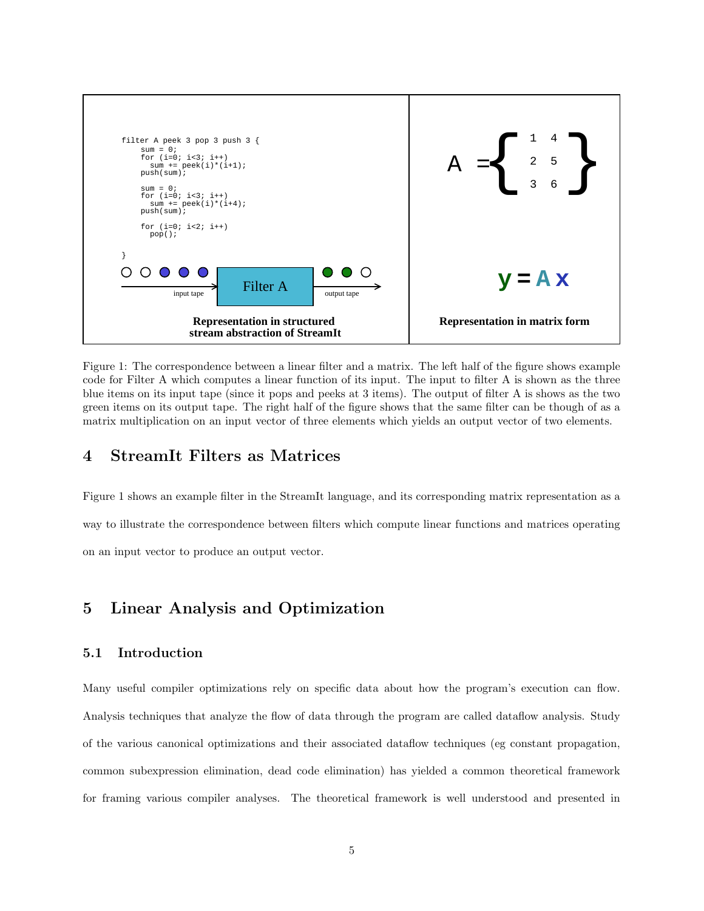```
filter A peek 3 pop 3 push 3 {
    sum = 0;
    for (i=0; i<3; i++)
      sum += peek(i)*(i+1);
    push(sum);

    sum = 0;
    for (i=0; i<3; i++)
      sum += peek(i)*(i+4);
    push(sum);

    for (i=0; i<2; i++)
      pop();

}
```

input tape

Filter A

output tape

**Representation in structured stream abstraction of StreamIt**

$$A = \left\{ \begin{matrix} 1 & 4 \\ 2 & 5 \\ 3 & 6 \end{matrix} \right\}$$

$$y = A x$$

**Representation in matrix form**

Figure 1: The correspondence between a linear filter and a matrix. The left half of the figure shows example code for Filter A which computes a linear function of its input. The input to filter A is shown as the three blue items on its input tape (since it pops and peeks at 3 items). The output of filter A is shows as the two green items on its output tape. The right half of the figure shows that the same filter can be though of as a matrix multiplication on an input vector of three elements which yields an output vector of two elements.

# 4 StreamIt Filters as Matrices

Figure 1 shows an example filter in the StreamIt language, and its corresponding matrix representation as a way to illustrate the correspondence between filters which compute linear functions and matrices operating on an input vector to produce an output vector.

# 5 Linear Analysis and Optimization

## 5.1 Introduction

Many useful compiler optimizations rely on specific data about how the program's execution can flow. Analysis techniques that analyze the flow of data through the program are called dataflow analysis. Study of the various canonical optimizations and their associated dataflow techniques (eg constant propagation, common subexpression elimination, dead code elimination) has yielded a common theoretical framework for framing various compiler analyses. The theoretical framework is well understood and presented in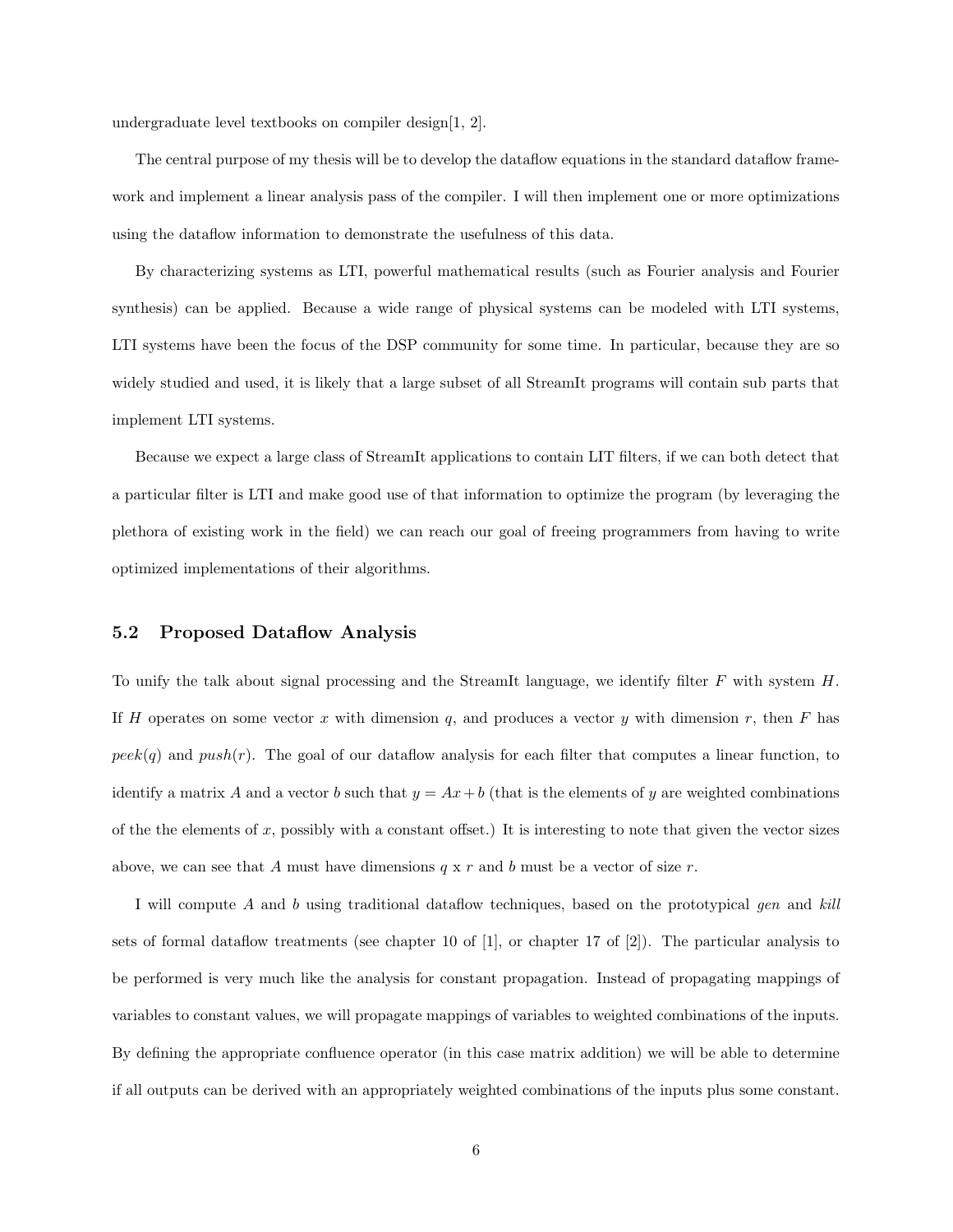undergraduate level textbooks on compiler design[1, 2].

The central purpose of my thesis will be to develop the dataflow equations in the standard dataflow framework and implement a linear analysis pass of the compiler. I will then implement one or more optimizations using the dataflow information to demonstrate the usefulness of this data.

By characterizing systems as LTI, powerful mathematical results (such as Fourier analysis and Fourier synthesis) can be applied. Because a wide range of physical systems can be modeled with LTI systems, LTI systems have been the focus of the DSP community for some time. In particular, because they are so widely studied and used, it is likely that a large subset of all StreamIt programs will contain sub parts that implement LTI systems.

Because we expect a large class of StreamIt applications to contain LIT filters, if we can both detect that a particular filter is LTI and make good use of that information to optimize the program (by leveraging the plethora of existing work in the field) we can reach our goal of freeing programmers from having to write optimized implementations of their algorithms.

## 5.2 Proposed Dataflow Analysis

To unify the talk about signal processing and the StreamIt language, we identify filter $F$ with system $H$. If $H$ operates on some vector $x$ with dimension $q$, and produces a vector $y$ with dimension $r$, then $F$ has $peek(q)$ and $push(r)$. The goal of our dataflow analysis for each filter that computes a linear function, to identify a matrix $A$ and a vector $b$ such that $y = Ax + b$ (that is the elements of $y$ are weighted combinations of the the elements of $x$, possibly with a constant offset.) It is interesting to note that given the vector sizes above, we can see that $A$ must have dimensions $q$ x $r$ and $b$ must be a vector of size $r$.

I will compute $A$ and $b$ using traditional dataflow techniques, based on the prototypical *gen* and *kill* sets of formal dataflow treatments (see chapter 10 of [1], or chapter 17 of [2]). The particular analysis to be performed is very much like the analysis for constant propagation. Instead of propagating mappings of variables to constant values, we will propagate mappings of variables to weighted combinations of the inputs. By defining the appropriate confluence operator (in this case matrix addition) we will be able to determine if all outputs can be derived with an appropriately weighted combinations of the inputs plus some constant.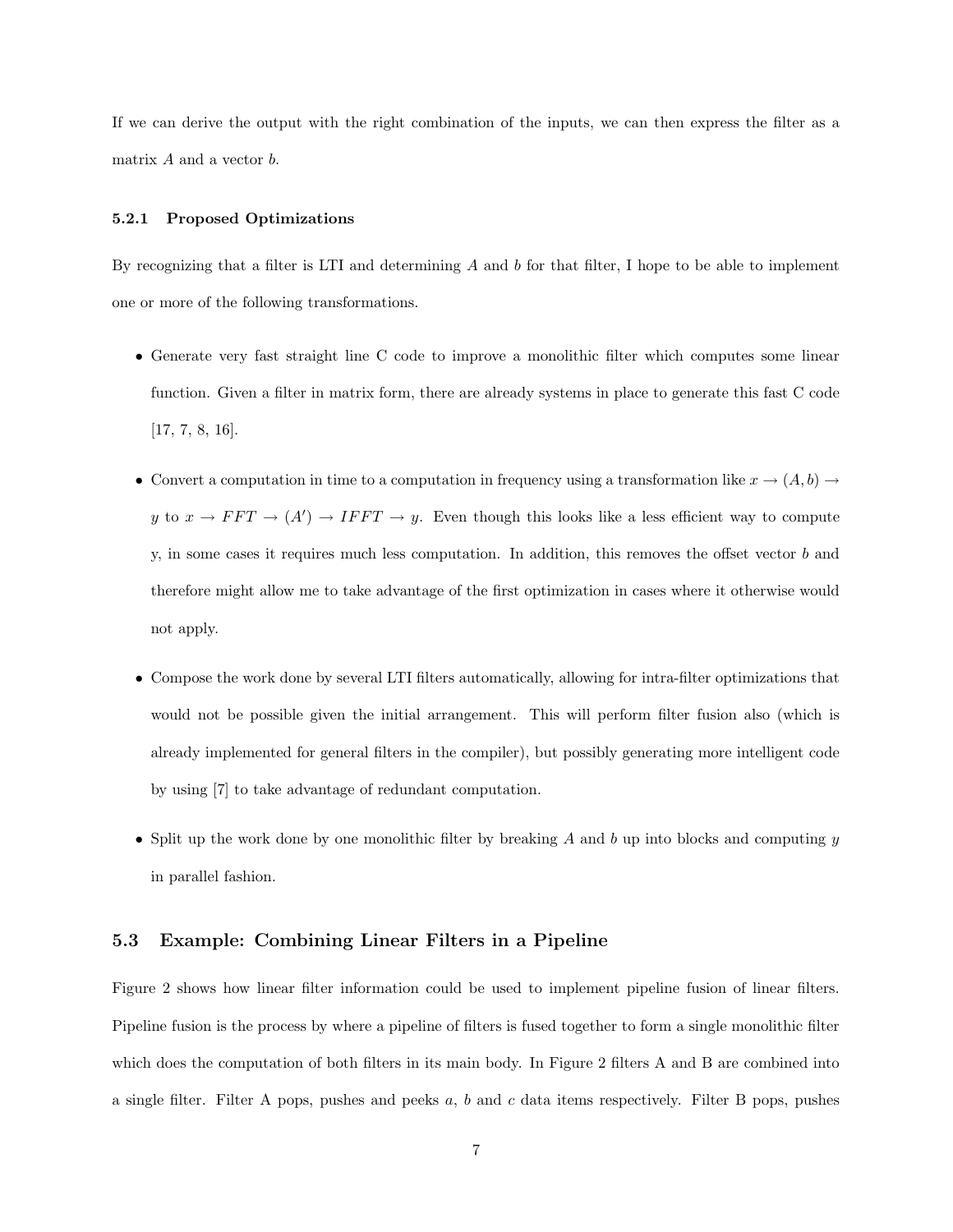If we can derive the output with the right combination of the inputs, we can then express the filter as a matrix $A$ and a vector $b$.

#### 5.2.1 Proposed Optimizations

By recognizing that a filter is LTI and determining $A$ and $b$ for that filter, I hope to be able to implement one or more of the following transformations.

- Generate very fast straight line C code to improve a monolithic filter which computes some linear function. Given a filter in matrix form, there are already systems in place to generate this fast C code [17, 7, 8, 16].
- Convert a computation in time to a computation in frequency using a transformation like $x \rightarrow (A, b) \rightarrow y$ to $x \rightarrow FFT \rightarrow (A') \rightarrow IFFT \rightarrow y$. Even though this looks like a less efficient way to compute y, in some cases it requires much less computation. In addition, this removes the offset vector $b$ and therefore might allow me to take advantage of the first optimization in cases where it otherwise would not apply.
- Compose the work done by several LTI filters automatically, allowing for intra-filter optimizations that would not be possible given the initial arrangement. This will perform filter fusion also (which is already implemented for general filters in the compiler), but possibly generating more intelligent code by using [7] to take advantage of redundant computation.
- Split up the work done by one monolithic filter by breaking $A$ and $b$ up into blocks and computing $y$ in parallel fashion.

### 5.3 Example: Combining Linear Filters in a Pipeline

Figure 2 shows how linear filter information could be used to implement pipeline fusion of linear filters. Pipeline fusion is the process by where a pipeline of filters is fused together to form a single monolithic filter which does the computation of both filters in its main body. In Figure 2 filters A and B are combined into a single filter. Filter A pops, pushes and peeks $a$, $b$ and $c$ data items respectively. Filter B pops, pushes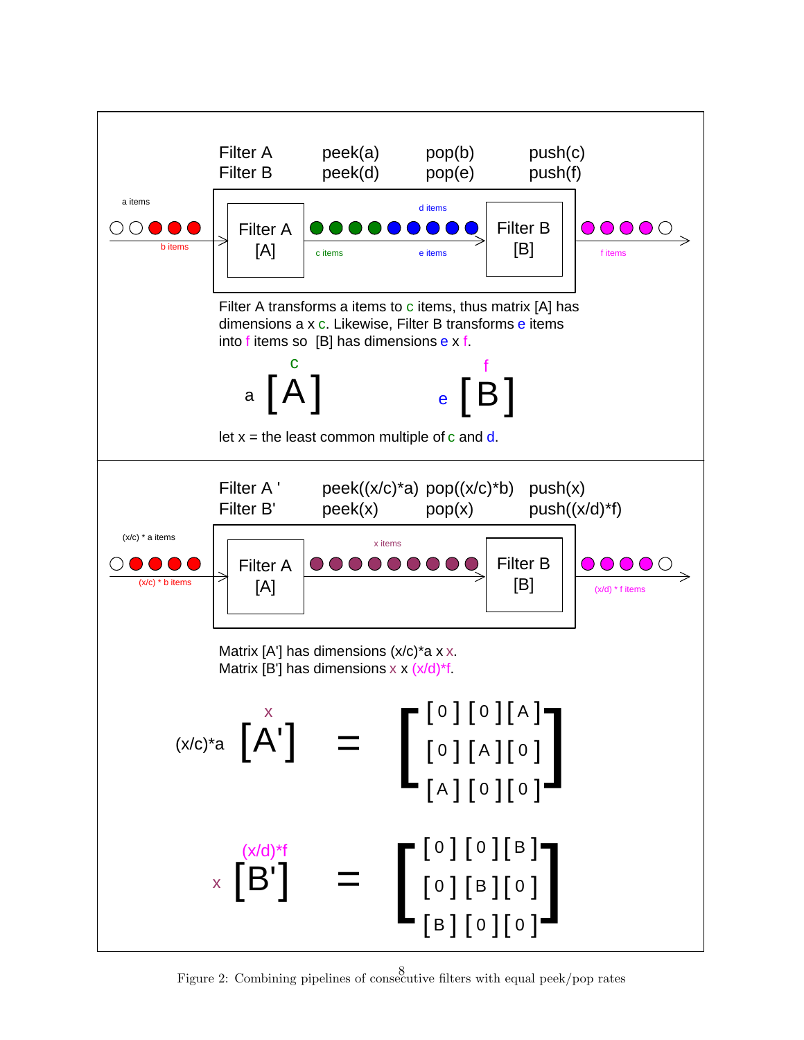Filter A peek(a) pop(b) push(c)
Filter B peek(d) pop(e) push(f)

a items
b items
Filter A [A]
d items
c items
e items
Filter B [B]
f items

Filter A transforms a items to c items, thus matrix [A] has dimensions a x c. Likewise, Filter B transforms e items into f items so [B] has dimensions e x f.

$$ {}_{a}\overset{c}{[A]} \qquad {}_{e}\overset{f}{[B]} $$

let x = the least common multiple of c and d.

Filter A ' peek((x/c)*a) pop((x/c)*b) push(x)
Filter B' peek(x) pop(x) push((x/d)*f)

(x/c) * a items
(x/c) * b items
Filter A [A]
x items
Filter B [B]
(x/d) * f items

Matrix [A'] has dimensions (x/c)*a x x.
Matrix [B'] has dimensions x x (x/d)*f.

$$ {}_{(x/c)*a}\overset{x}{[A']} = \begin{bmatrix} [0] & [0] & [A] \\ [0] & [A] & [0] \\ [A] & [0] & [0] \end{bmatrix} $$

$$ {}_{x}\overset{(x/d)*f}{[B']} = \begin{bmatrix} [0] & [0] & [B] \\ [0] & [B] & [0] \\ [B] & [0] & [0] \end{bmatrix} $$

Figure 2: Combining pipelines of consecutive filters with equal peek/pop rates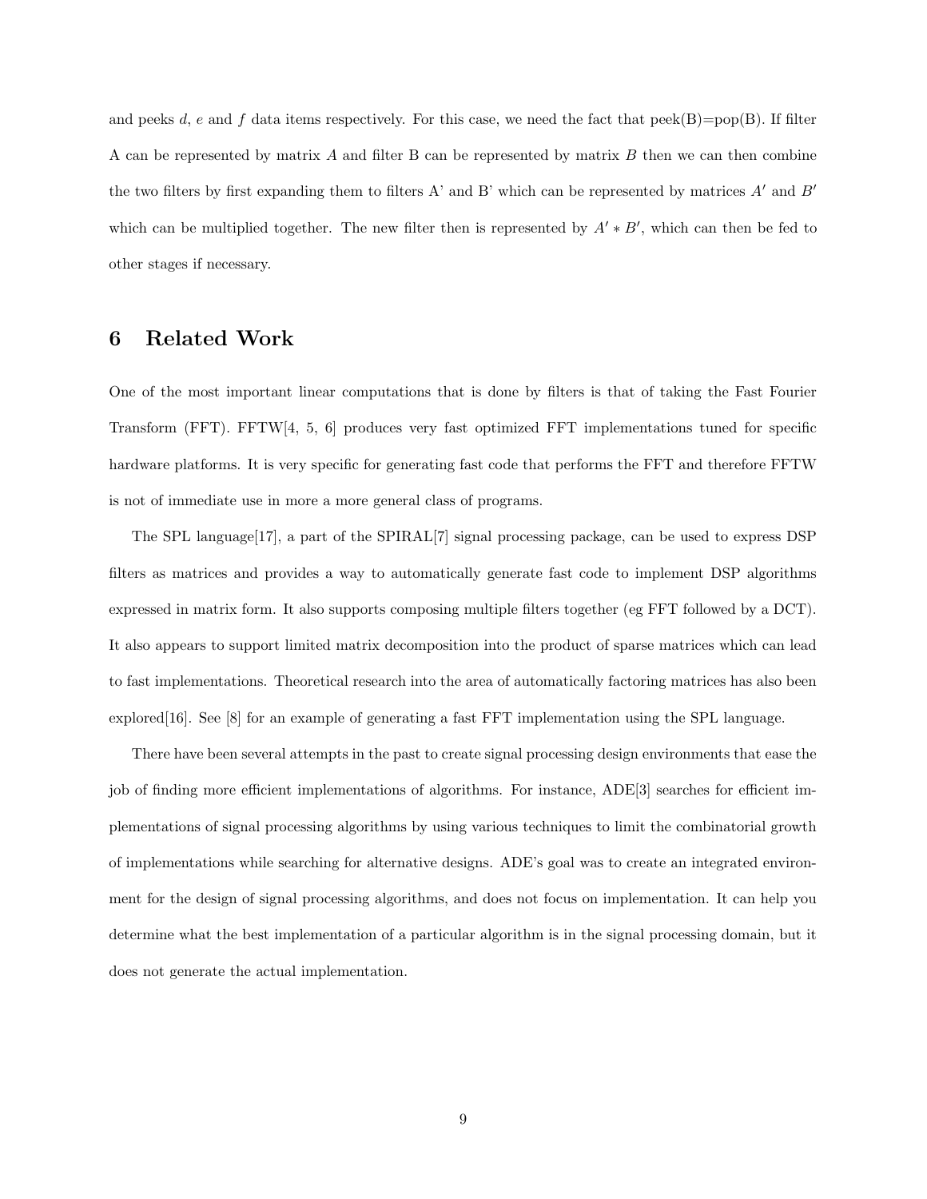and peeks $d$, $e$ and $f$ data items respectively. For this case, we need the fact that peek(B)=pop(B). If filter A can be represented by matrix $A$ and filter B can be represented by matrix $B$ then we can then combine the two filters by first expanding them to filters A' and B' which can be represented by matrices $A'$ and $B'$ which can be multiplied together. The new filter then is represented by $A' * B'$, which can then be fed to other stages if necessary.

## 6 Related Work

One of the most important linear computations that is done by filters is that of taking the Fast Fourier Transform (FFT). FFTW[4, 5, 6] produces very fast optimized FFT implementations tuned for specific hardware platforms. It is very specific for generating fast code that performs the FFT and therefore FFTW is not of immediate use in more a more general class of programs.

The SPL language[17], a part of the SPIRAL[7] signal processing package, can be used to express DSP filters as matrices and provides a way to automatically generate fast code to implement DSP algorithms expressed in matrix form. It also supports composing multiple filters together (eg FFT followed by a DCT). It also appears to support limited matrix decomposition into the product of sparse matrices which can lead to fast implementations. Theoretical research into the area of automatically factoring matrices has also been explored[16]. See [8] for an example of generating a fast FFT implementation using the SPL language.

There have been several attempts in the past to create signal processing design environments that ease the job of finding more efficient implementations of algorithms. For instance, ADE[3] searches for efficient implementations of signal processing algorithms by using various techniques to limit the combinatorial growth of implementations while searching for alternative designs. ADE's goal was to create an integrated environment for the design of signal processing algorithms, and does not focus on implementation. It can help you determine what the best implementation of a particular algorithm is in the signal processing domain, but it does not generate the actual implementation.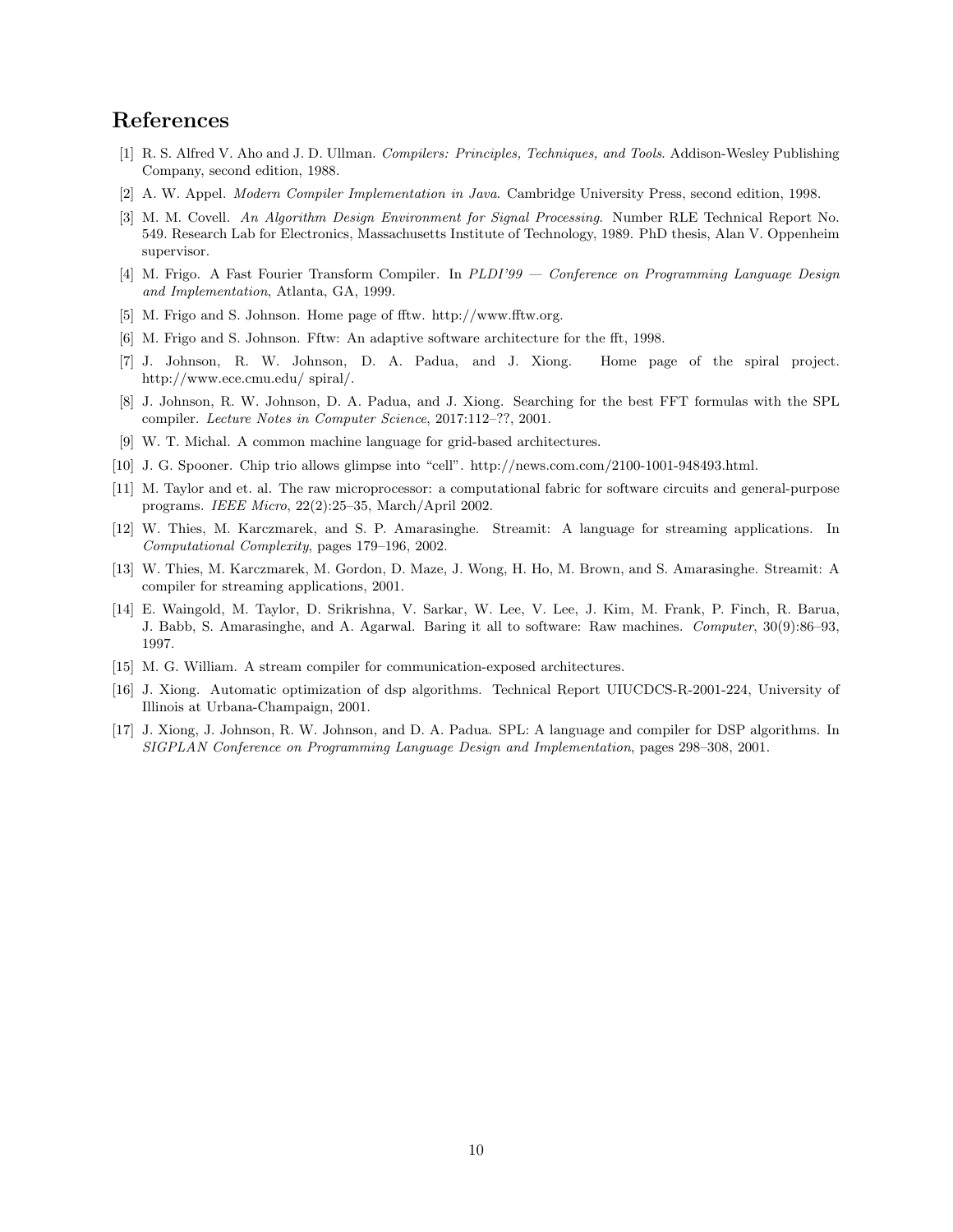# References

[1] R. S. Alfred V. Aho and J. D. Ullman. *Compilers: Principles, Techniques, and Tools*. Addison-Wesley Publishing Company, second edition, 1988.

[2] A. W. Appel. *Modern Compiler Implementation in Java*. Cambridge University Press, second edition, 1998.

[3] M. M. Covell. *An Algorithm Design Environment for Signal Processing*. Number RLE Technical Report No. 549. Research Lab for Electronics, Massachusetts Institute of Technology, 1989. PhD thesis, Alan V. Oppenheim supervisor.

[4] M. Frigo. A Fast Fourier Transform Compiler. In *PLDI'99 — Conference on Programming Language Design and Implementation*, Atlanta, GA, 1999.

[5] M. Frigo and S. Johnson. Home page of fftw. http://www.fftw.org.

[6] M. Frigo and S. Johnson. Fftw: An adaptive software architecture for the fft, 1998.

[7] J. Johnson, R. W. Johnson, D. A. Padua, and J. Xiong. Home page of the spiral project. http://www.ece.cmu.edu/ spiral/.

[8] J. Johnson, R. W. Johnson, D. A. Padua, and J. Xiong. Searching for the best FFT formulas with the SPL compiler. *Lecture Notes in Computer Science*, 2017:112–??, 2001.

[9] W. T. Michal. A common machine language for grid-based architectures.

[10] J. G. Spooner. Chip trio allows glimpse into "cell". http://news.com.com/2100-1001-948493.html.

[11] M. Taylor and et. al. The raw microprocessor: a computational fabric for software circuits and general-purpose programs. *IEEE Micro*, 22(2):25–35, March/April 2002.

[12] W. Thies, M. Karczmarek, and S. P. Amarasinghe. Streamit: A language for streaming applications. In *Computational Complexity*, pages 179–196, 2002.

[13] W. Thies, M. Karczmarek, M. Gordon, D. Maze, J. Wong, H. Ho, M. Brown, and S. Amarasinghe. Streamit: A compiler for streaming applications, 2001.

[14] E. Waingold, M. Taylor, D. Srikrishna, V. Sarkar, W. Lee, V. Lee, J. Kim, M. Frank, P. Finch, R. Barua, J. Babb, S. Amarasinghe, and A. Agarwal. Baring it all to software: Raw machines. *Computer*, 30(9):86–93, 1997.

[15] M. G. William. A stream compiler for communication-exposed architectures.

[16] J. Xiong. Automatic optimization of dsp algorithms. Technical Report UIUCDCS-R-2001-224, University of Illinois at Urbana-Champaign, 2001.

[17] J. Xiong, J. Johnson, R. W. Johnson, and D. A. Padua. SPL: A language and compiler for DSP algorithms. In *SIGPLAN Conference on Programming Language Design and Implementation*, pages 298–308, 2001.